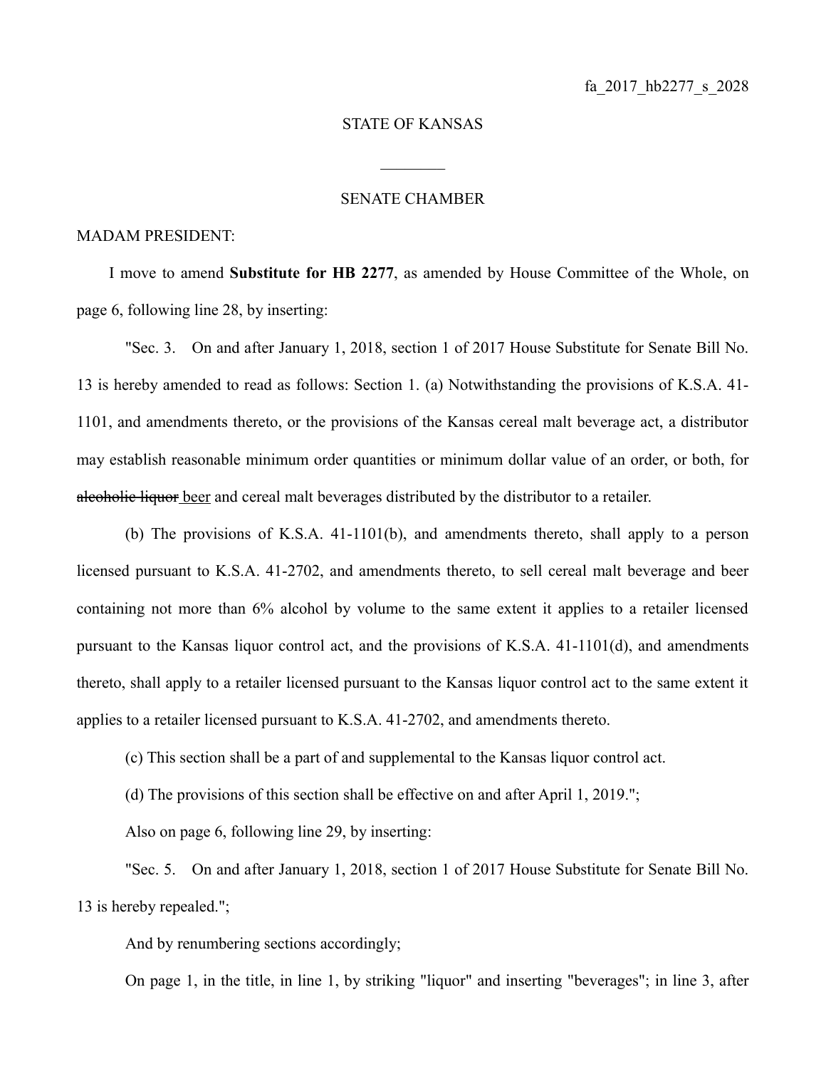fa_2017_hb2277_s_2028

STATE OF KANSAS

________

SENATE CHAMBER

MADAM PRESIDENT:

I move to amend **Substitute for HB 2277**, as amended by House Committee of the Whole, on page 6, following line 28, by inserting:

"Sec. 3. On and after January 1, 2018, section 1 of 2017 House Substitute for Senate Bill No. 13 is hereby amended to read as follows: Section 1. (a) Notwithstanding the provisions of K.S.A. 41-1101, and amendments thereto, or the provisions of the Kansas cereal malt beverage act, a distributor may establish reasonable minimum order quantities or minimum dollar value of an order, or both, for ~~alcoholic liquor~~ <u>beer</u> and cereal malt beverages distributed by the distributor to a retailer.

(b) The provisions of K.S.A. 41-1101(b), and amendments thereto, shall apply to a person licensed pursuant to K.S.A. 41-2702, and amendments thereto, to sell cereal malt beverage and beer containing not more than 6% alcohol by volume to the same extent it applies to a retailer licensed pursuant to the Kansas liquor control act, and the provisions of K.S.A. 41-1101(d), and amendments thereto, shall apply to a retailer licensed pursuant to the Kansas liquor control act to the same extent it applies to a retailer licensed pursuant to K.S.A. 41-2702, and amendments thereto.

(c) This section shall be a part of and supplemental to the Kansas liquor control act.

(d) The provisions of this section shall be effective on and after April 1, 2019.";

Also on page 6, following line 29, by inserting:

"Sec. 5. On and after January 1, 2018, section 1 of 2017 House Substitute for Senate Bill No. 13 is hereby repealed.";

And by renumbering sections accordingly;

On page 1, in the title, in line 1, by striking "liquor" and inserting "beverages"; in line 3, after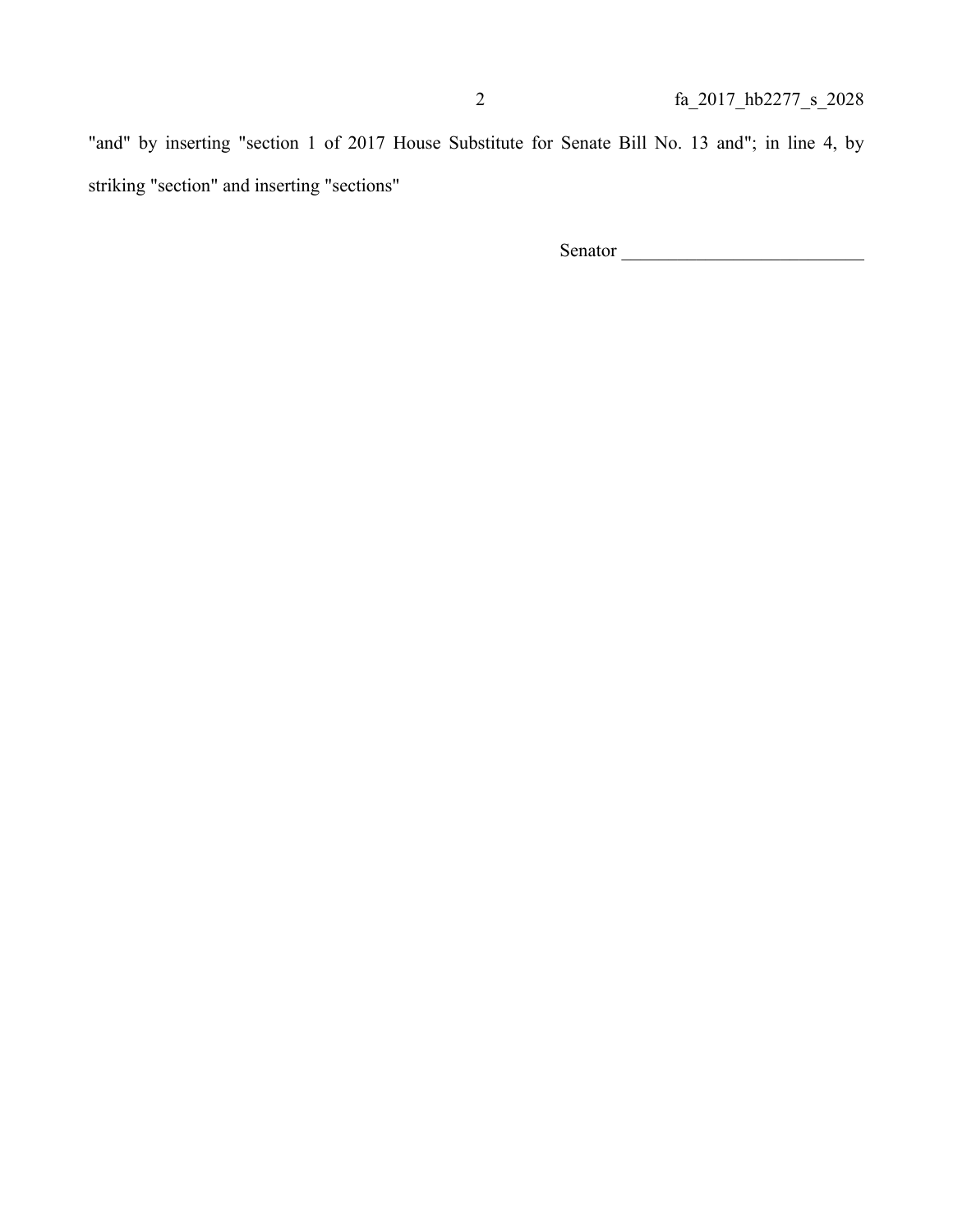"and" by inserting "section 1 of 2017 House Substitute for Senate Bill No. 13 and"; in line 4, by striking "section" and inserting "sections"

Senator ___________________________